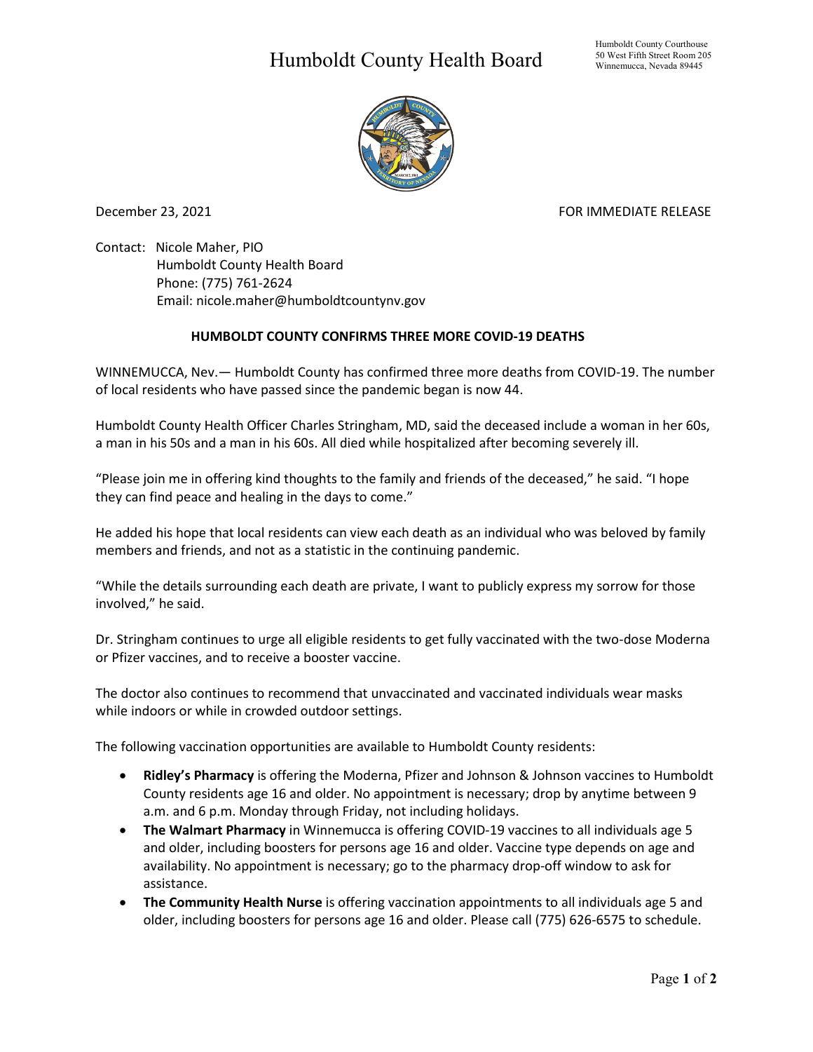# Humboldt County Health Board

Humboldt County Courthouse
50 West Fifth Street Room 205
Winnemucca, Nevada 89445

December 23, 2021

FOR IMMEDIATE RELEASE

Contact: Nicole Maher, PIO
Humboldt County Health Board
Phone: (775) 761-2624
Email: nicole.maher@humboldtcountynv.gov

**HUMBOLDT COUNTY CONFIRMS THREE MORE COVID-19 DEATHS**

WINNEMUCCA, Nev.— Humboldt County has confirmed three more deaths from COVID-19. The number of local residents who have passed since the pandemic began is now 44.

Humboldt County Health Officer Charles Stringham, MD, said the deceased include a woman in her 60s, a man in his 50s and a man in his 60s. All died while hospitalized after becoming severely ill.

"Please join me in offering kind thoughts to the family and friends of the deceased," he said. "I hope they can find peace and healing in the days to come."

He added his hope that local residents can view each death as an individual who was beloved by family members and friends, and not as a statistic in the continuing pandemic.

"While the details surrounding each death are private, I want to publicly express my sorrow for those involved," he said.

Dr. Stringham continues to urge all eligible residents to get fully vaccinated with the two-dose Moderna or Pfizer vaccines, and to receive a booster vaccine.

The doctor also continues to recommend that unvaccinated and vaccinated individuals wear masks while indoors or while in crowded outdoor settings.

The following vaccination opportunities are available to Humboldt County residents:

- **Ridley's Pharmacy** is offering the Moderna, Pfizer and Johnson & Johnson vaccines to Humboldt County residents age 16 and older. No appointment is necessary; drop by anytime between 9 a.m. and 6 p.m. Monday through Friday, not including holidays.
- **The Walmart Pharmacy** in Winnemucca is offering COVID-19 vaccines to all individuals age 5 and older, including boosters for persons age 16 and older. Vaccine type depends on age and availability. No appointment is necessary; go to the pharmacy drop-off window to ask for assistance.
- **The Community Health Nurse** is offering vaccination appointments to all individuals age 5 and older, including boosters for persons age 16 and older. Please call (775) 626-6575 to schedule.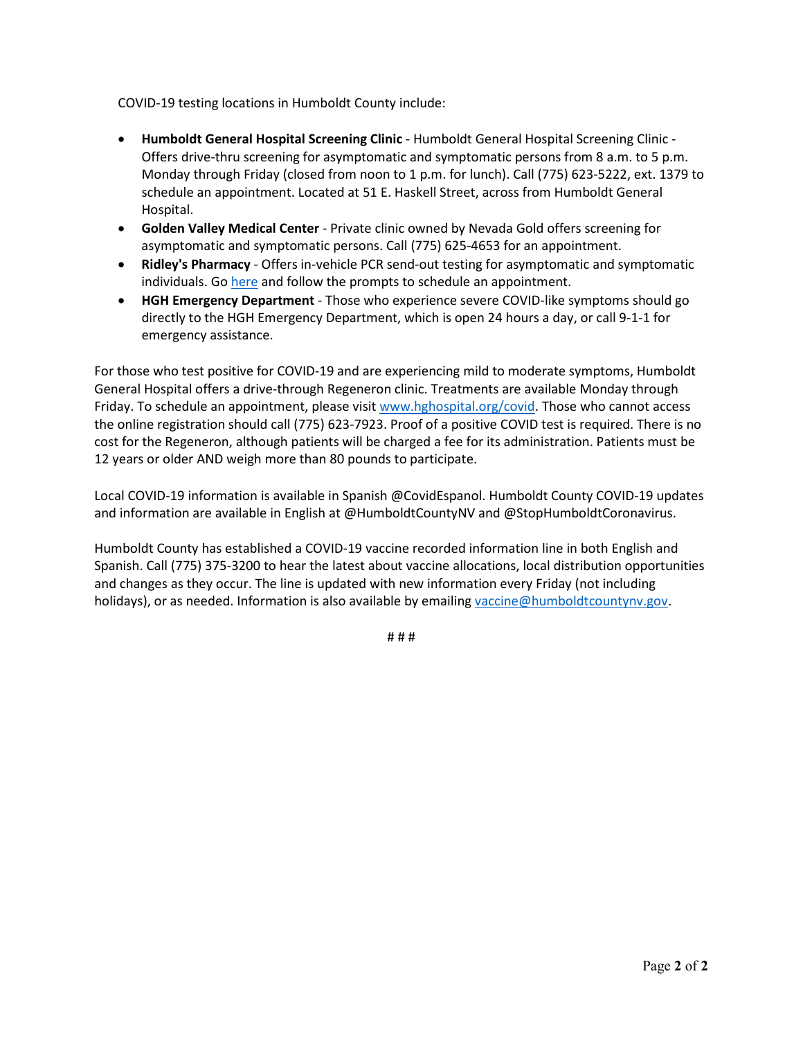COVID-19 testing locations in Humboldt County include:

- **Humboldt General Hospital Screening Clinic** - Humboldt General Hospital Screening Clinic - Offers drive-thru screening for asymptomatic and symptomatic persons from 8 a.m. to 5 p.m. Monday through Friday (closed from noon to 1 p.m. for lunch). Call (775) 623-5222, ext. 1379 to schedule an appointment. Located at 51 E. Haskell Street, across from Humboldt General Hospital.
- **Golden Valley Medical Center** - Private clinic owned by Nevada Gold offers screening for asymptomatic and symptomatic persons. Call (775) 625-4653 for an appointment.
- **Ridley's Pharmacy** - Offers in-vehicle PCR send-out testing for asymptomatic and symptomatic individuals. Go here and follow the prompts to schedule an appointment.
- **HGH Emergency Department** - Those who experience severe COVID-like symptoms should go directly to the HGH Emergency Department, which is open 24 hours a day, or call 9-1-1 for emergency assistance.

For those who test positive for COVID-19 and are experiencing mild to moderate symptoms, Humboldt General Hospital offers a drive-through Regeneron clinic. Treatments are available Monday through Friday. To schedule an appointment, please visit www.hghospital.org/covid. Those who cannot access the online registration should call (775) 623-7923. Proof of a positive COVID test is required. There is no cost for the Regeneron, although patients will be charged a fee for its administration. Patients must be 12 years or older AND weigh more than 80 pounds to participate.

Local COVID-19 information is available in Spanish @CovidEspanol. Humboldt County COVID-19 updates and information are available in English at @HumboldtCountyNV and @StopHumboldtCoronavirus.

Humboldt County has established a COVID-19 vaccine recorded information line in both English and Spanish. Call (775) 375-3200 to hear the latest about vaccine allocations, local distribution opportunities and changes as they occur. The line is updated with new information every Friday (not including holidays), or as needed. Information is also available by emailing vaccine@humboldtcountynv.gov.

# # #